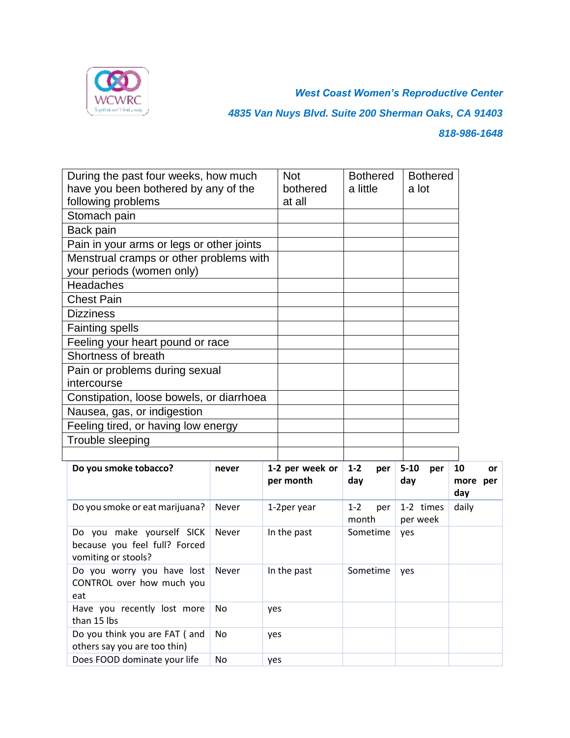*West Coast Women's Reproductive Center*

*4835 Van Nuys Blvd. Suite 200 Sherman Oaks, CA 91403*

*818-986-1648*

| During the past four weeks, how much have you been bothered by any of the following problems | Not bothered at all | Bothered a little | Bothered a lot |
|---|---|---|---|
| Stomach pain | | | |
| Back pain | | | |
| Pain in your arms or legs or other joints | | | |
| Menstrual cramps or other problems with your periods (women only) | | | |
| Headaches | | | |
| Chest Pain | | | |
| Dizziness | | | |
| Fainting spells | | | |
| Feeling your heart pound or race | | | |
| Shortness of breath | | | |
| Pain or problems during sexual intercourse | | | |
| Constipation, loose bowels, or diarrhoea | | | |
| Nausea, gas, or indigestion | | | |
| Feeling tired, or having low energy | | | |
| Trouble sleeping | | | |
| | | | |

| **Do you smoke tobacco?** | **never** | **1-2 per week or per month** | **1-2 per day** | **5-10 per day** | **10 or more per day** |
|---|---|---|---|---|---|
| Do you smoke or eat marijuana? | Never | 1-2per year | 1-2 per month | 1-2 times per week | daily |
| Do you make yourself SICK because you feel full? Forced vomiting or stools? | Never | In the past | Sometime | yes | |
| Do you worry you have lost CONTROL over how much you eat | Never | In the past | Sometime | yes | |
| Have you recently lost more than 15 lbs | No | yes | | | |
| Do you think you are FAT ( and others say you are too thin) | No | yes | | | |
| Does FOOD dominate your life | No | yes | | | |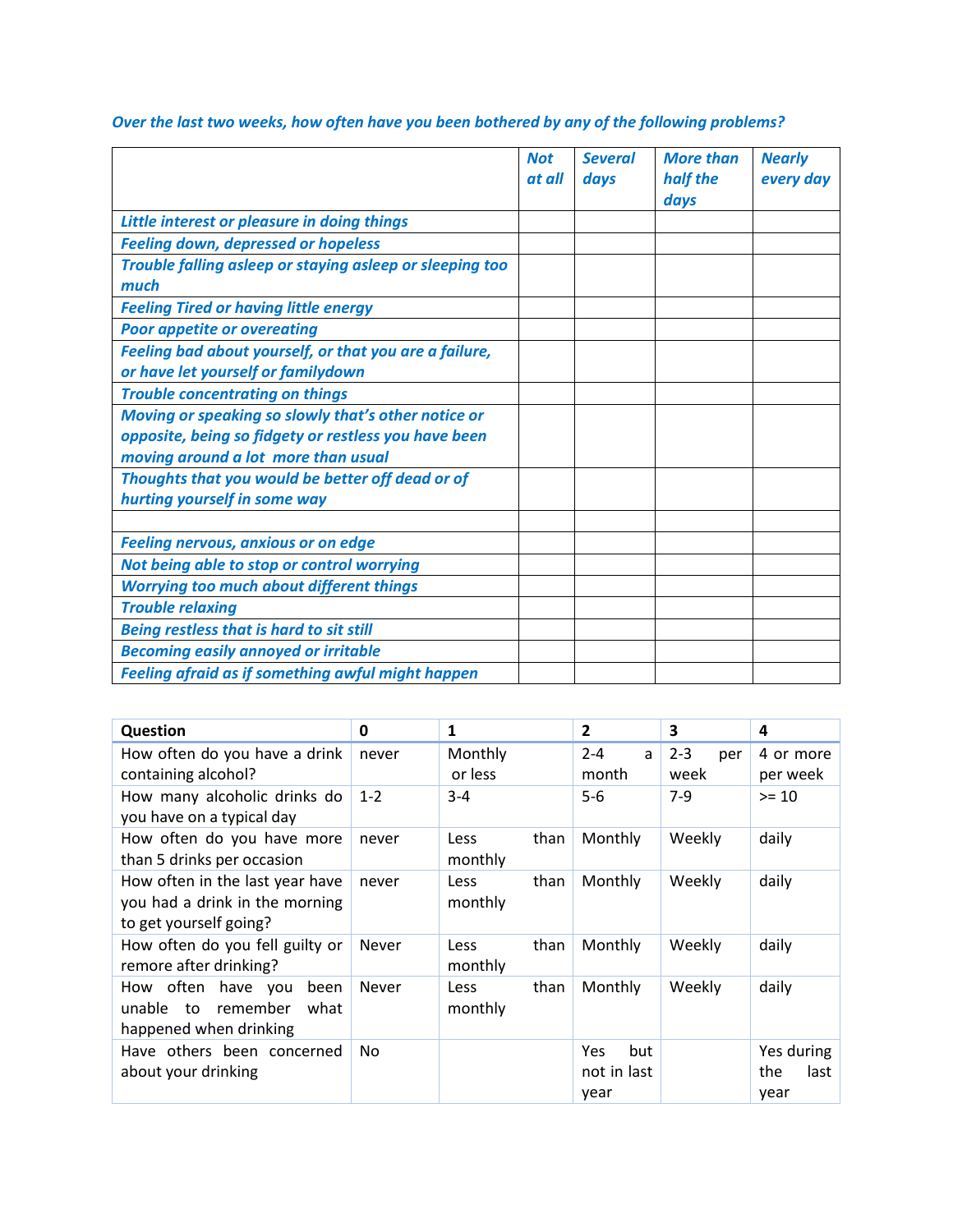***Over the last two weeks, how often have you been bothered by any of the following problems?***

| | ***Not at all*** | ***Several days*** | ***More than half the days*** | ***Nearly every day*** |
|---|---|---|---|---|
| ***Little interest or pleasure in doing things*** | | | | |
| ***Feeling down, depressed or hopeless*** | | | | |
| ***Trouble falling asleep or staying asleep or sleeping too much*** | | | | |
| ***Feeling Tired or having little energy*** | | | | |
| ***Poor appetite or overeating*** | | | | |
| ***Feeling bad about yourself, or that you are a failure, or have let yourself or familydown*** | | | | |
| ***Trouble concentrating on things*** | | | | |
| ***Moving or speaking so slowly that's other notice or opposite, being so fidgety or restless you have been moving around a lot more than usual*** | | | | |
| ***Thoughts that you would be better off dead or of hurting yourself in some way*** | | | | |
| | | | | |
| ***Feeling nervous, anxious or on edge*** | | | | |
| ***Not being able to stop or control worrying*** | | | | |
| ***Worrying too much about different things*** | | | | |
| ***Trouble relaxing*** | | | | |
| ***Being restless that is hard to sit still*** | | | | |
| ***Becoming easily annoyed or irritable*** | | | | |
| ***Feeling afraid as if something awful might happen*** | | | | |

| **Question** | **0** | **1** | **2** | **3** | **4** |
|---|---|---|---|---|---|
| How often do you have a drink containing alcohol? | never | Monthly or less | 2-4 a month | 2-3 per week | 4 or more per week |
| How many alcoholic drinks do you have on a typical day | 1-2 | 3-4 | 5-6 | 7-9 | >= 10 |
| How often do you have more than 5 drinks per occasion | never | Less than monthly | Monthly | Weekly | daily |
| How often in the last year have you had a drink in the morning to get yourself going? | never | Less than monthly | Monthly | Weekly | daily |
| How often do you fell guilty or remore after drinking? | Never | Less than monthly | Monthly | Weekly | daily |
| How often have you been unable to remember what happened when drinking | Never | Less than monthly | Monthly | Weekly | daily |
| Have others been concerned about your drinking | No | | Yes but not in last year | | Yes during the last year |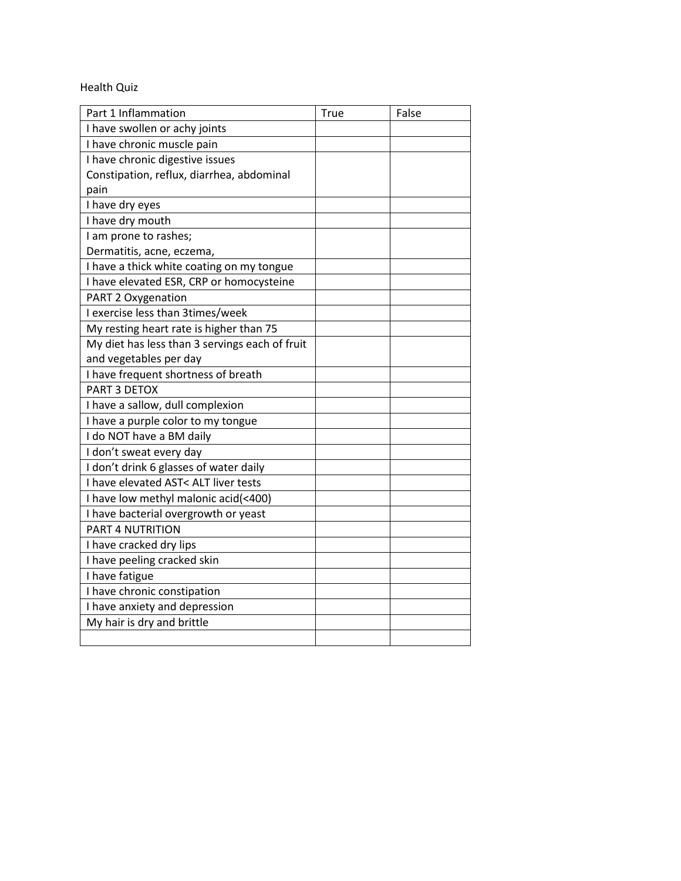Health Quiz

| Part 1 Inflammation | True | False |
|---|---|---|
| I have swollen or achy joints | | |
| I have chronic muscle pain | | |
| I have chronic digestive issues Constipation, reflux, diarrhea, abdominal pain | | |
| I have dry eyes | | |
| I have dry mouth | | |
| I am prone to rashes; Dermatitis, acne, eczema, | | |
| I have a thick white coating on my tongue | | |
| I have elevated ESR, CRP or homocysteine | | |
| PART 2 Oxygenation | | |
| I exercise less than 3times/week | | |
| My resting heart rate is higher than 75 | | |
| My diet has less than 3 servings each of fruit and vegetables per day | | |
| I have frequent shortness of breath | | |
| PART 3 DETOX | | |
| I have a sallow, dull complexion | | |
| I have a purple color to my tongue | | |
| I do NOT have a BM daily | | |
| I don't sweat every day | | |
| I don't drink 6 glasses of water daily | | |
| I have elevated AST< ALT liver tests | | |
| I have low methyl malonic acid(<400) | | |
| I have bacterial overgrowth or yeast | | |
| PART 4 NUTRITION | | |
| I have cracked dry lips | | |
| I have peeling cracked skin | | |
| I have fatigue | | |
| I have chronic constipation | | |
| I have anxiety and depression | | |
| My hair is dry and brittle | | |
| | | |